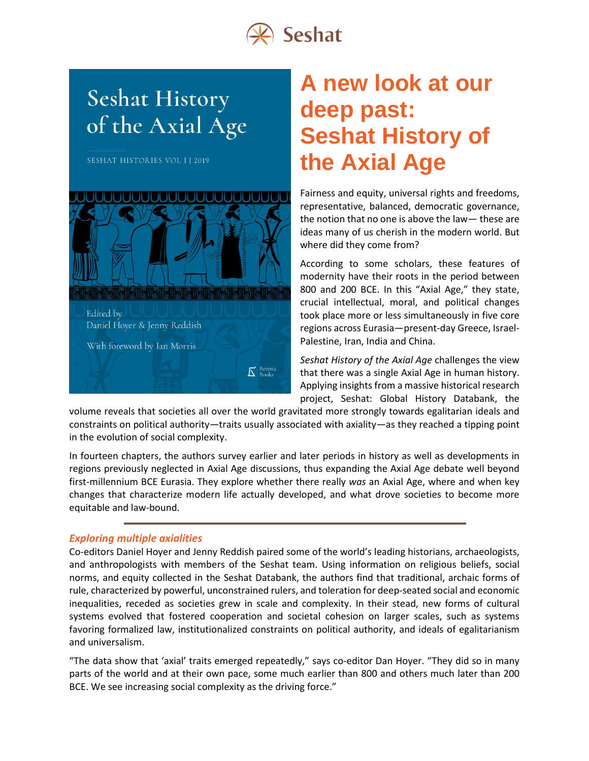Seshat

Seshat History of the Axial Age

SESHAT HISTORIES VOL I | 2019

Edited by
Daniel Hoyer & Jenny Reddish

With foreword by Ian Morris

Beresta Books

# A new look at our deep past: Seshat History of the Axial Age

Fairness and equity, universal rights and freedoms, representative, balanced, democratic governance, the notion that no one is above the law— these are ideas many of us cherish in the modern world. But where did they come from?

According to some scholars, these features of modernity have their roots in the period between 800 and 200 BCE. In this "Axial Age," they state, crucial intellectual, moral, and political changes took place more or less simultaneously in five core regions across Eurasia—present-day Greece, Israel-Palestine, Iran, India and China.

*Seshat History of the Axial Age* challenges the view that there was a single Axial Age in human history. Applying insights from a massive historical research project, Seshat: Global History Databank, the volume reveals that societies all over the world gravitated more strongly towards egalitarian ideals and constraints on political authority—traits usually associated with axiality—as they reached a tipping point in the evolution of social complexity.

In fourteen chapters, the authors survey earlier and later periods in history as well as developments in regions previously neglected in Axial Age discussions, thus expanding the Axial Age debate well beyond first-millennium BCE Eurasia. They explore whether there really *was* an Axial Age, where and when key changes that characterize modern life actually developed, and what drove societies to become more equitable and law-bound.

---

## *Exploring multiple axialities*

Co-editors Daniel Hoyer and Jenny Reddish paired some of the world's leading historians, archaeologists, and anthropologists with members of the Seshat team. Using information on religious beliefs, social norms, and equity collected in the Seshat Databank, the authors find that traditional, archaic forms of rule, characterized by powerful, unconstrained rulers, and toleration for deep-seated social and economic inequalities, receded as societies grew in scale and complexity. In their stead, new forms of cultural systems evolved that fostered cooperation and societal cohesion on larger scales, such as systems favoring formalized law, institutionalized constraints on political authority, and ideals of egalitarianism and universalism.

"The data show that 'axial' traits emerged repeatedly," says co-editor Dan Hoyer. "They did so in many parts of the world and at their own pace, some much earlier than 800 and others much later than 200 BCE. We see increasing social complexity as the driving force."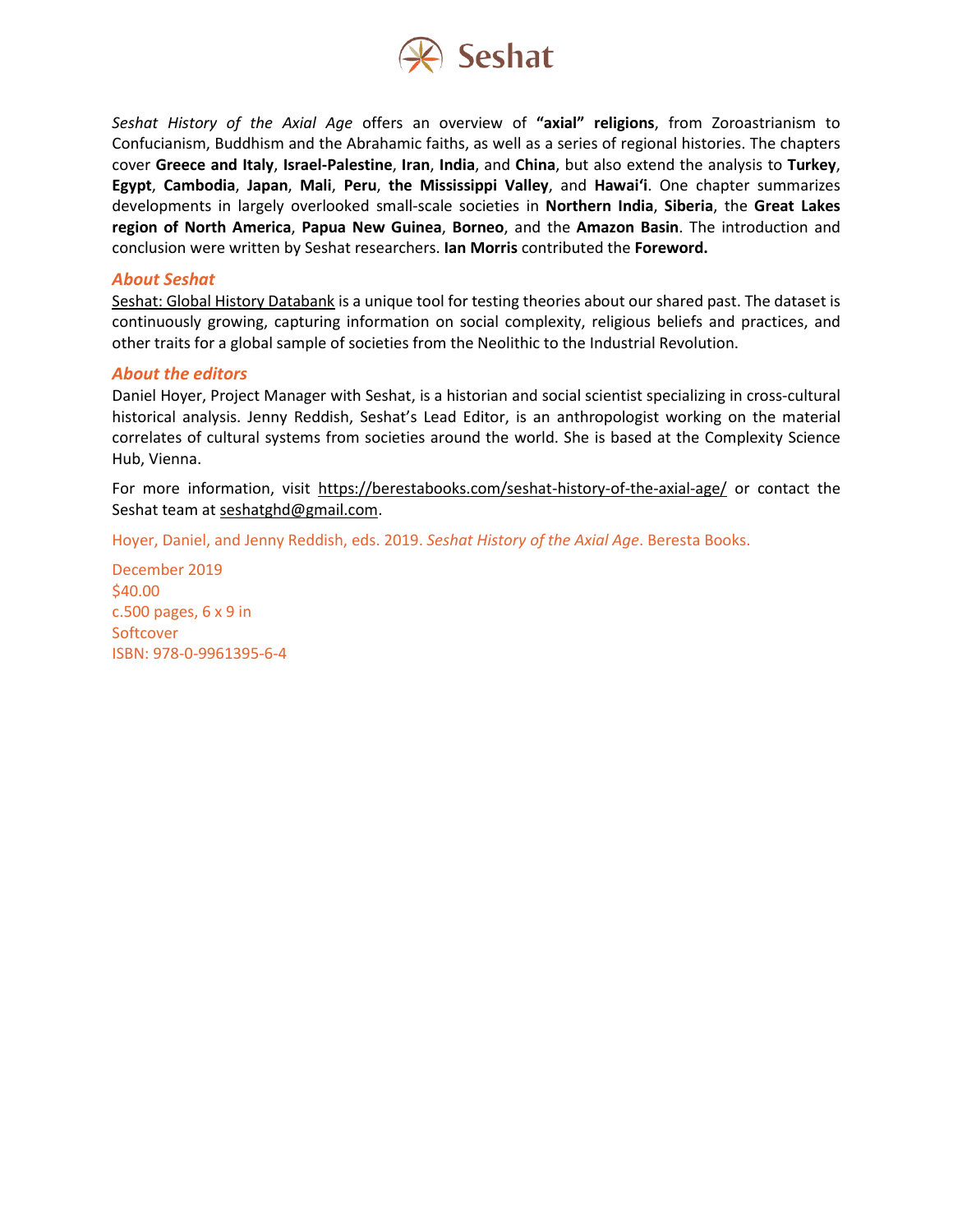Seshat

*Seshat History of the Axial Age* offers an overview of **"axial" religions**, from Zoroastrianism to Confucianism, Buddhism and the Abrahamic faiths, as well as a series of regional histories. The chapters cover **Greece and Italy**, **Israel-Palestine**, **Iran**, **India**, and **China**, but also extend the analysis to **Turkey**, **Egypt**, **Cambodia**, **Japan**, **Mali**, **Peru**, **the Mississippi Valley**, and **Hawai'i**. One chapter summarizes developments in largely overlooked small-scale societies in **Northern India**, **Siberia**, the **Great Lakes region of North America**, **Papua New Guinea**, **Borneo**, and the **Amazon Basin**. The introduction and conclusion were written by Seshat researchers. **Ian Morris** contributed the **Foreword.**

### *About Seshat*

Seshat: Global History Databank is a unique tool for testing theories about our shared past. The dataset is continuously growing, capturing information on social complexity, religious beliefs and practices, and other traits for a global sample of societies from the Neolithic to the Industrial Revolution.

### *About the editors*

Daniel Hoyer, Project Manager with Seshat, is a historian and social scientist specializing in cross-cultural historical analysis. Jenny Reddish, Seshat's Lead Editor, is an anthropologist working on the material correlates of cultural systems from societies around the world. She is based at the Complexity Science Hub, Vienna.

For more information, visit https://berestabooks.com/seshat-history-of-the-axial-age/ or contact the Seshat team at seshatghd@gmail.com.

Hoyer, Daniel, and Jenny Reddish, eds. 2019. *Seshat History of the Axial Age*. Beresta Books.

December 2019
$40.00
c.500 pages, 6 x 9 in
Softcover
ISBN: 978-0-9961395-6-4